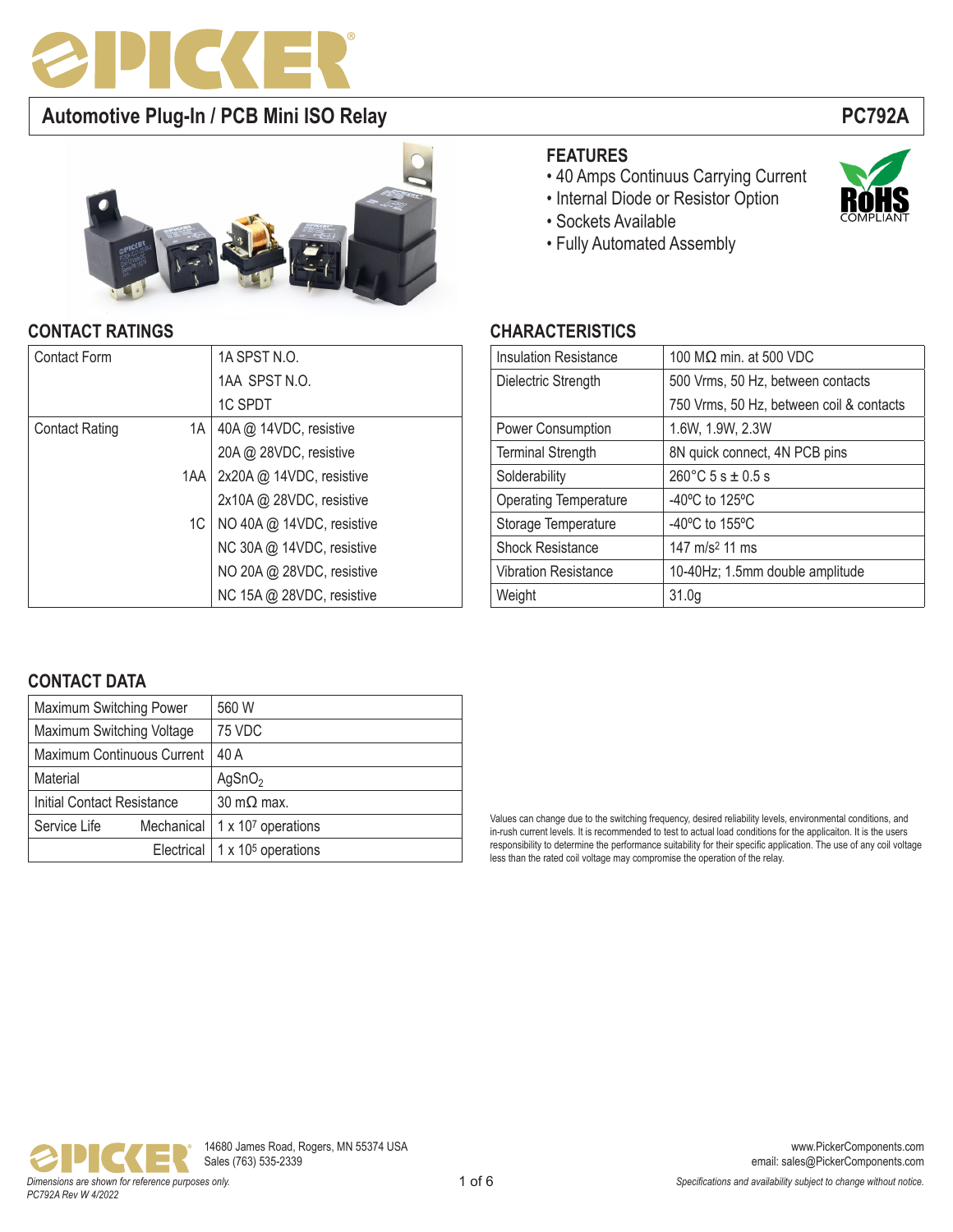# Automotive Plug-In / PCB Mini ISO Relay

**PC792A**

## FEATURES

- 40 Amps Continuus Carrying Current
- Internal Diode or Resistor Option
- Sockets Available
- Fully Automated Assembly

RoHS COMPLIANT

## CONTACT RATINGS

| | | |
|---|---|---|
| Contact Form | | 1A SPST N.O. |
| | | 1AA SPST N.O. |
| | | 1C SPDT |
| Contact Rating | 1A | 40A @ 14VDC, resistive |
| | | 20A @ 28VDC, resistive |
| | 1AA | 2x20A @ 14VDC, resistive |
| | | 2x10A @ 28VDC, resistive |
| | 1C | NO 40A @ 14VDC, resistive |
| | | NC 30A @ 14VDC, resistive |
| | | NO 20A @ 28VDC, resistive |
| | | NC 15A @ 28VDC, resistive |

## CHARACTERISTICS

| | |
|---|---|
| Insulation Resistance | 100 MΩ min. at 500 VDC |
| Dielectric Strength | 500 Vrms, 50 Hz, between contacts |
| | 750 Vrms, 50 Hz, between coil & contacts |
| Power Consumption | 1.6W, 1.9W, 2.3W |
| Terminal Strength | 8N quick connect, 4N PCB pins |
| Solderability | 260°C 5 s ± 0.5 s |
| Operating Temperature | -40ºC to 125ºC |
| Storage Temperature | -40ºC to 155ºC |
| Shock Resistance | 147 $m/s^2$ 11 ms |
| Vibration Resistance | 10-40Hz; 1.5mm double amplitude |
| Weight | 31.0g |

## CONTACT DATA

| | | |
|---|---|---|
| Maximum Switching Power | | 560 W |
| Maximum Switching Voltage | | 75 VDC |
| Maximum Continuous Current | | 40 A |
| Material | | $AgSnO_2$ |
| Initial Contact Resistance | | 30 mΩ max. |
| Service Life | Mechanical | 1 x $10^7$ operations |
| | Electrical | 1 x $10^5$ operations |

Values can change due to the switching frequency, desired reliability levels, environmental conditions, and in-rush current levels. It is recommended to test to actual load conditions for the applicaiton. It is the users responsibility to determine the performance suitability for their specific application. The use of any coil voltage less than the rated coil voltage may compromise the operation of the relay.

14680 James Road, Rogers, MN 55374 USA
Sales (763) 535-2339

www.PickerComponents.com
email: sales@PickerComponents.com

*Dimensions are shown for reference purposes only.*

*Specifications and availability subject to change without notice.*

*PC792A Rev W 4/2022*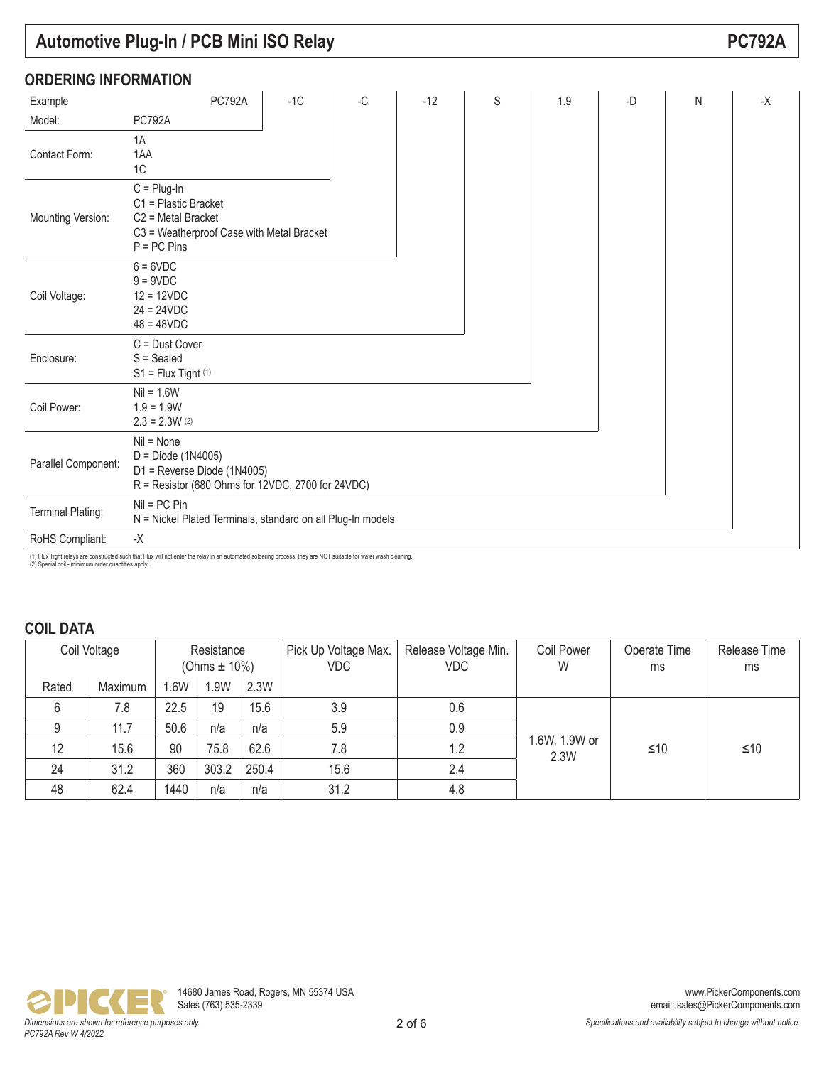## ORDERING INFORMATION

| Example | PC792A | -1C | -C | -12 | S | 1.9 | -D | N | -X |
|---|---|---|---|---|---|---|---|---|---|
| Model: | PC792A | | | | | | | | |
| Contact Form: | 1A<br>1AA<br>1C | | | | | | | | |
| Mounting Version: | C = Plug-In<br>C1 = Plastic Bracket<br>C2 = Metal Bracket<br>C3 = Weatherproof Case with Metal Bracket<br>P = PC Pins | | | | | | | | |
| Coil Voltage: | 6 = 6VDC<br>9 = 9VDC<br>12 = 12VDC<br>24 = 24VDC<br>48 = 48VDC | | | | | | | | |
| Enclosure: | C = Dust Cover<br>S = Sealed<br>S1 = Flux Tight (1) | | | | | | | | |
| Coil Power: | Nil = 1.6W<br>1.9 = 1.9W<br>2.3 = 2.3W (2) | | | | | | | | |
| Parallel Component: | Nil = None<br>D = Diode (1N4005)<br>D1 = Reverse Diode (1N4005)<br>R = Resistor (680 Ohms for 12VDC, 2700 for 24VDC) | | | | | | | | |
| Terminal Plating: | Nil = PC Pin<br>N = Nickel Plated Terminals, standard on all Plug-In models | | | | | | | | |
| RoHS Compliant: | -X | | | | | | | | |

(1) Flux Tight relays are constructed such that Flux will not enter the relay in an automated soldering process, they are NOT suitable for water wash cleaning.
(2) Special coil - minimum order quantities apply.

## COIL DATA

| Coil Voltage | | Resistance (Ohms ± 10%) | | | Pick Up Voltage Max. VDC | Release Voltage Min. VDC | Coil Power W | Operate Time ms | Release Time ms |
|---|---|---|---|---|---|---|---|---|---|
| Rated | Maximum | 1.6W | 1.9W | 2.3W | | | | | |
| 6 | 7.8 | 22.5 | 19 | 15.6 | 3.9 | 0.6 | 1.6W, 1.9W or 2.3W | ≤10 | ≤10 |
| 9 | 11.7 | 50.6 | n/a | n/a | 5.9 | 0.9 | | | |
| 12 | 15.6 | 90 | 75.8 | 62.6 | 7.8 | 1.2 | | | |
| 24 | 31.2 | 360 | 303.2 | 250.4 | 15.6 | 2.4 | | | |
| 48 | 62.4 | 1440 | n/a | n/a | 31.2 | 4.8 | | | |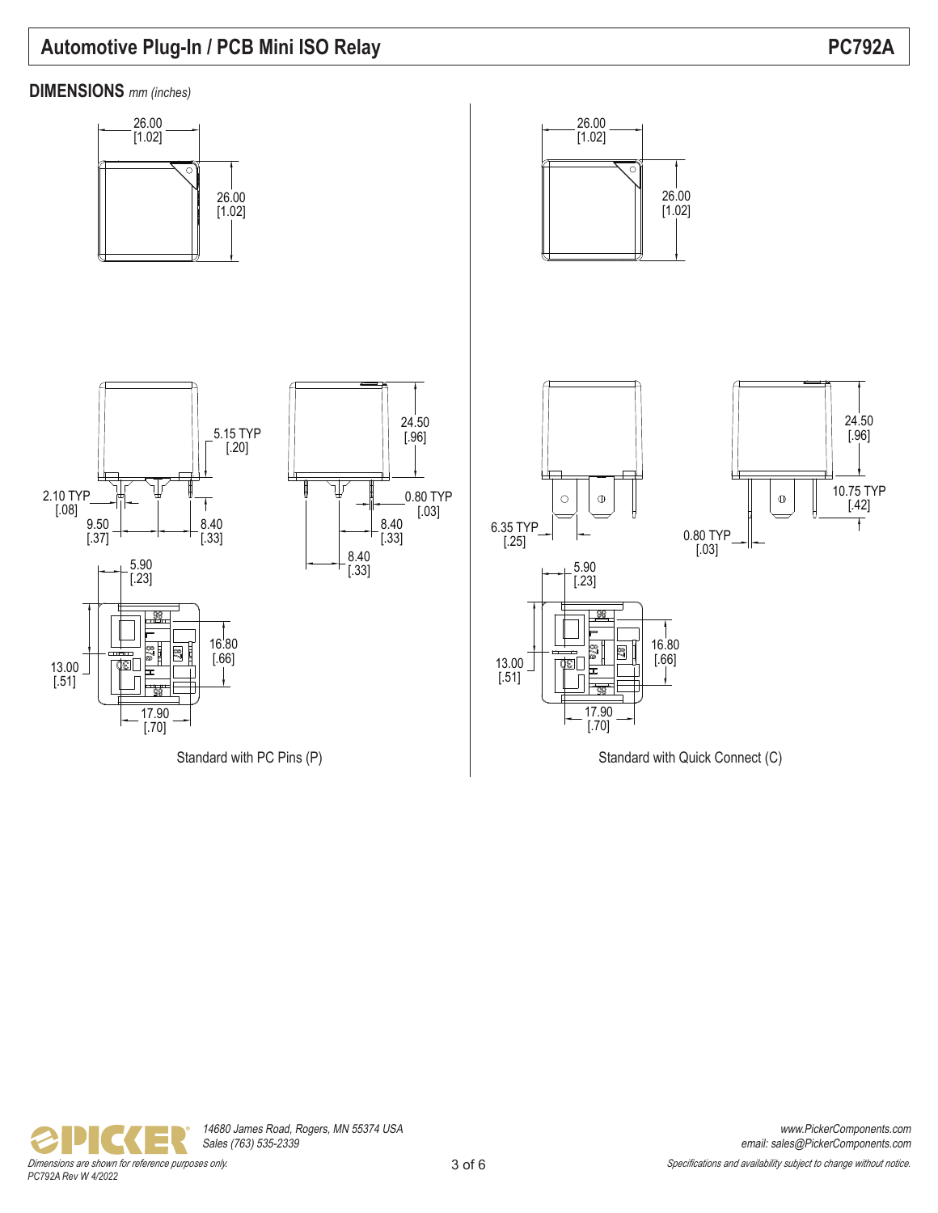# Automotive Plug-In / PCB Mini ISO Relay

**PC792A**

## DIMENSIONS *mm (inches)*

26.00 [1.02]

26.00 [1.02]

5.15 TYP [.20]

24.50 [.96]

2.10 TYP [.08]

0.80 TYP [.03]

9.50 [.37]

8.40 [.33]

8.40 [.33]

8.40 [.33]

5.90 [.23]

13.00 [.51]

16.80 [.66]

17.90 [.70]

Standard with PC Pins (P)

26.00 [1.02]

26.00 [1.02]

24.50 [.96]

10.75 TYP [.42]

6.35 TYP [.25]

0.80 TYP [.03]

5.90 [.23]

13.00 [.51]

16.80 [.66]

17.90 [.70]

Standard with Quick Connect (C)

14680 James Road, Rogers, MN 55374 USA
Sales (763) 535-2339

www.PickerComponents.com
email: sales@PickerComponents.com

*Dimensions are shown for reference purposes only.*
PC792A Rev W 4/2022

*Specifications and availability subject to change without notice.*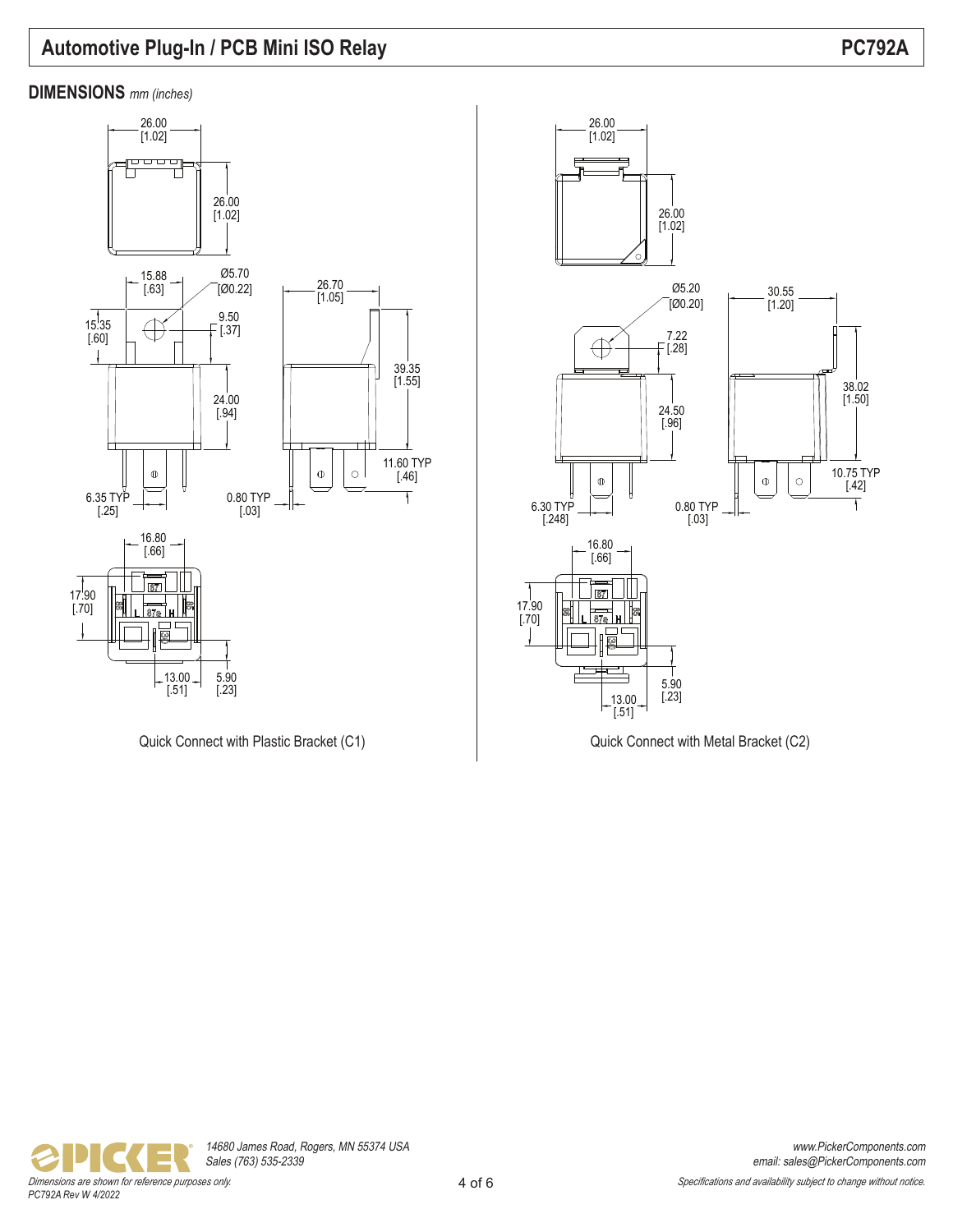## DIMENSIONS *mm (inches)*

26.00 [1.02]

26.00 [1.02]

15.88 [.63]

Ø5.70 [Ø0.22]

26.70 [1.05]

15.35 [.60]

9.50 [.37]

39.35 [1.55]

24.00 [.94]

11.60 TYP [.46]

6.35 TYP [.25]

0.80 TYP [.03]

16.80 [.66]

17.90 [.70]

13.00 [.51]

5.90 [.23]

Quick Connect with Plastic Bracket (C1)

26.00 [1.02]

26.00 [1.02]

Ø5.20 [Ø0.20]

30.55 [1.20]

7.22 [.28]

38.02 [1.50]

24.50 [.96]

10.75 TYP [.42]

6.30 TYP [.248]

0.80 TYP [.03]

16.80 [.66]

17.90 [.70]

5.90 [.23]

13.00 [.51]

Quick Connect with Metal Bracket (C2)

*Dimensions are shown for reference purposes only.*

*Specifications and availability subject to change without notice.*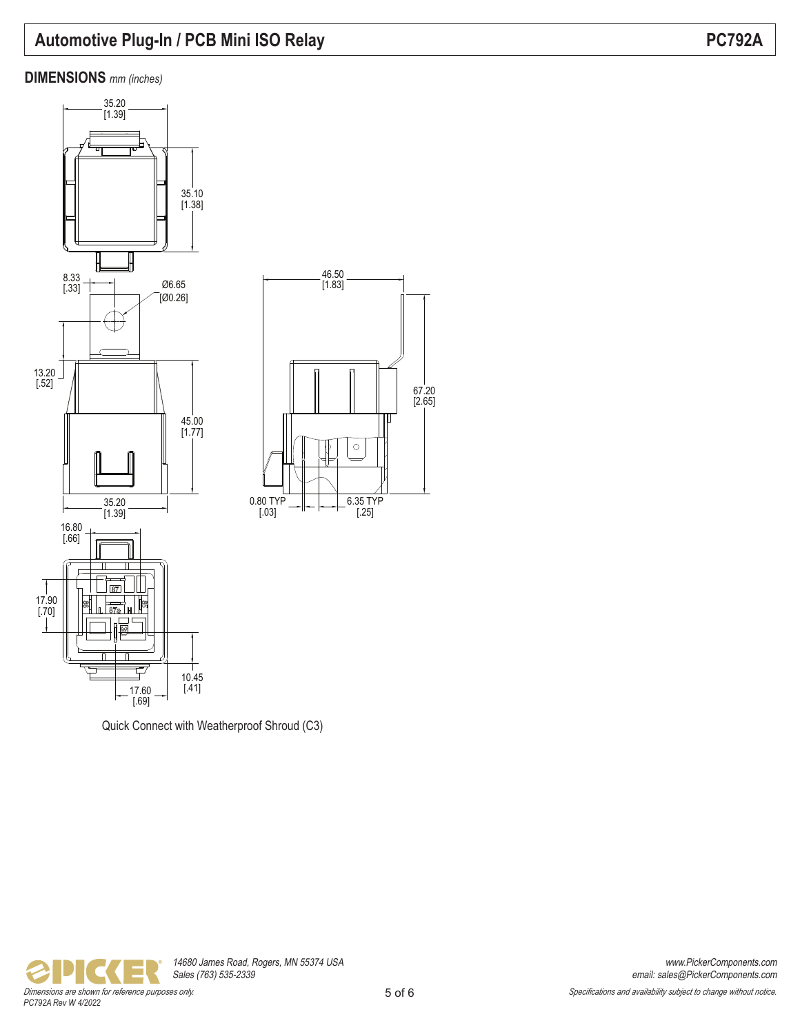## DIMENSIONS *mm (inches)*

35.20
[1.39]

35.10
[1.38]

8.33
[.33]

Ø6.65
[Ø0.26]

46.50
[1.83]

13.20
[.52]

45.00
[1.77]

67.20
[2.65]

35.20
[1.39]

0.80 TYP
[.03]

6.35 TYP
[.25]

16.80
[.66]

17.90
[.70]

10.45
[.41]

17.60
[.69]

Quick Connect with Weatherproof Shroud (C3)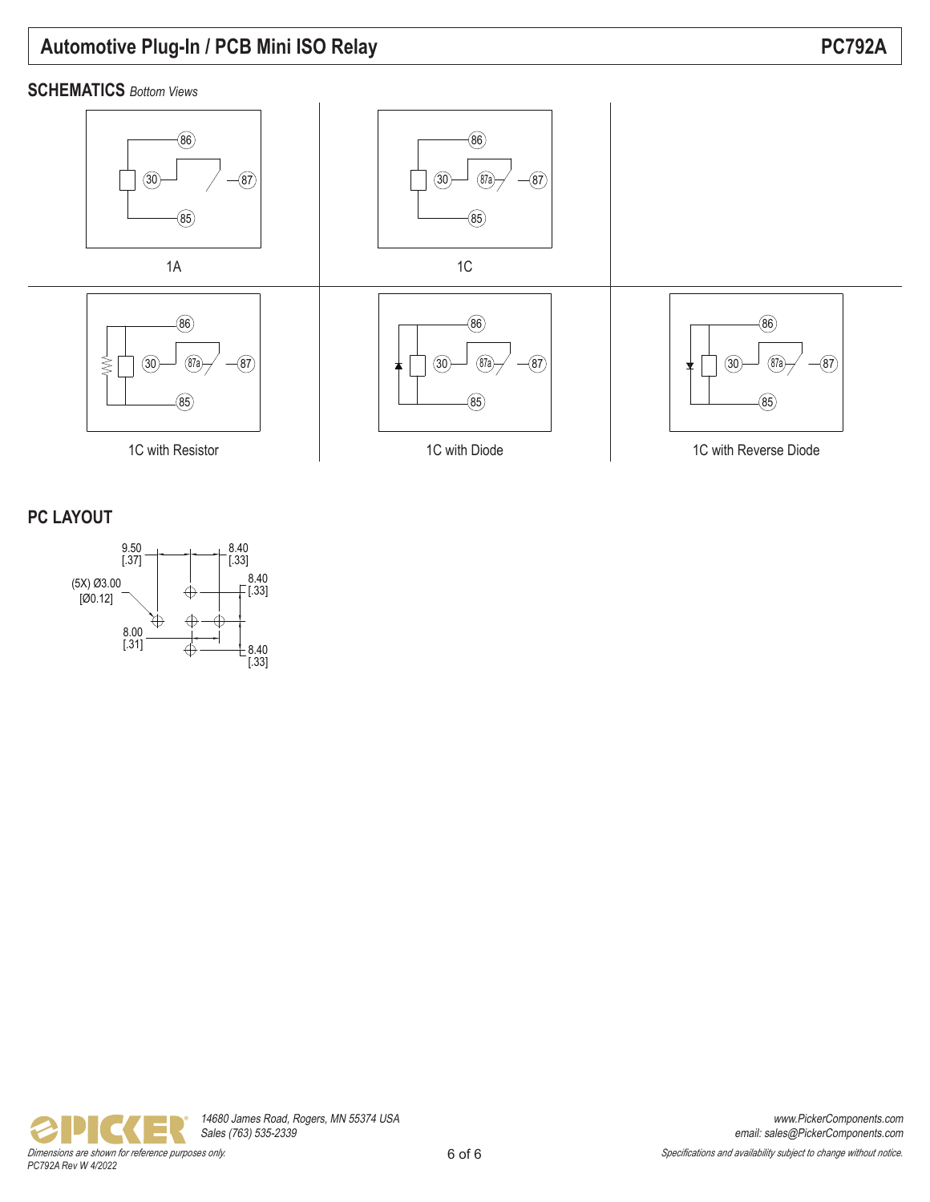## SCHEMATICS *Bottom Views*

86
30
87
85

1A

86
30
87a
87
85

1C

86
30
87a
87
85

1C with Resistor

86
30
87a
87
85

1C with Diode

86
30
87a
87
85

1C with Reverse Diode

## PC LAYOUT

9.50
[.37]

8.40
[.33]

8.40
[.33]

(5X) Ø3.00
[Ø0.12]

8.00
[.31]

8.40
[.33]

14680 James Road, Rogers, MN 55374 USA
Sales (763) 535-2339

www.PickerComponents.com
email: sales@PickerComponents.com

*Dimensions are shown for reference purposes only.*
*PC792A Rev W 4/2022*

*Specifications and availability subject to change without notice.*